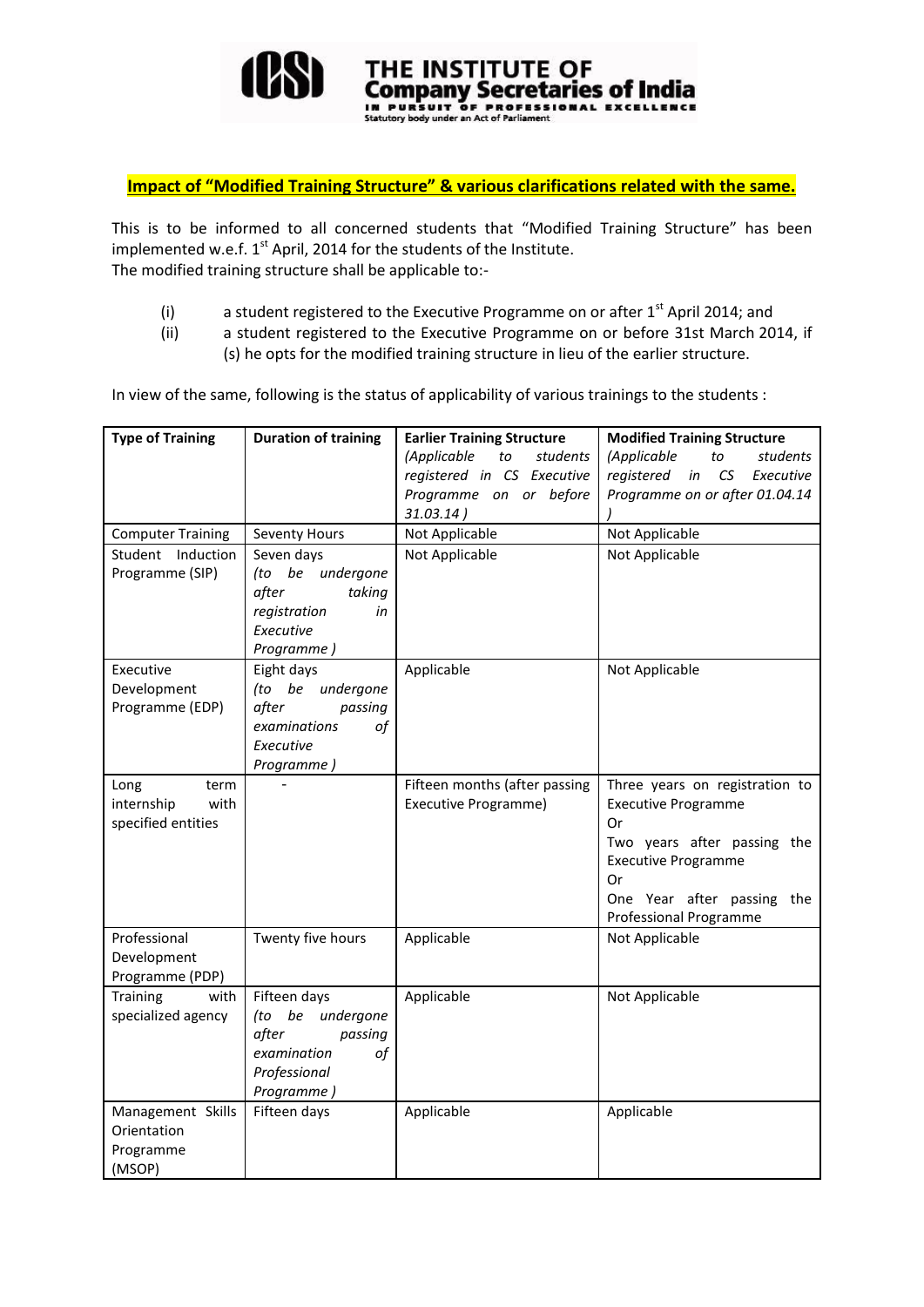# THE INSTITUTE OF Company Secretaries of India

IN PURSUIT OF PROFESSIONAL EXCELLENCE

Statutory body under an Act of Parliament

## Impact of "Modified Training Structure" & various clarifications related with the same.

This is to be informed to all concerned students that "Modified Training Structure" has been implemented w.e.f. 1st April, 2014 for the students of the Institute.
The modified training structure shall be applicable to:-

(i) a student registered to the Executive Programme on or after 1st April 2014; and
(ii) a student registered to the Executive Programme on or before 31st March 2014, if (s) he opts for the modified training structure in lieu of the earlier structure.

In view of the same, following is the status of applicability of various trainings to the students :

| Type of Training | Duration of training | Earlier Training Structure *(Applicable to students registered in CS Executive Programme on or before 31.03.14 )* | Modified Training Structure *(Applicable to students registered in CS Executive Programme on or after 01.04.14 )* |
|---|---|---|---|
| Computer Training | Seventy Hours | Not Applicable | Not Applicable |
| Student Induction Programme (SIP) | Seven days *(to be undergone after taking registration in Executive Programme )* | Not Applicable | Not Applicable |
| Executive Development Programme (EDP) | Eight days *(to be undergone after passing examinations of Executive Programme )* | Applicable | Not Applicable |
| Long term internship with specified entities | - | Fifteen months (after passing Executive Programme) | Three years on registration to Executive Programme Or Two years after passing the Executive Programme Or One Year after passing the Professional Programme |
| Professional Development Programme (PDP) | Twenty five hours | Applicable | Not Applicable |
| Training with specialized agency | Fifteen days *(to be undergone after passing examination of Professional Programme )* | Applicable | Not Applicable |
| Management Skills Orientation Programme (MSOP) | Fifteen days | Applicable | Applicable |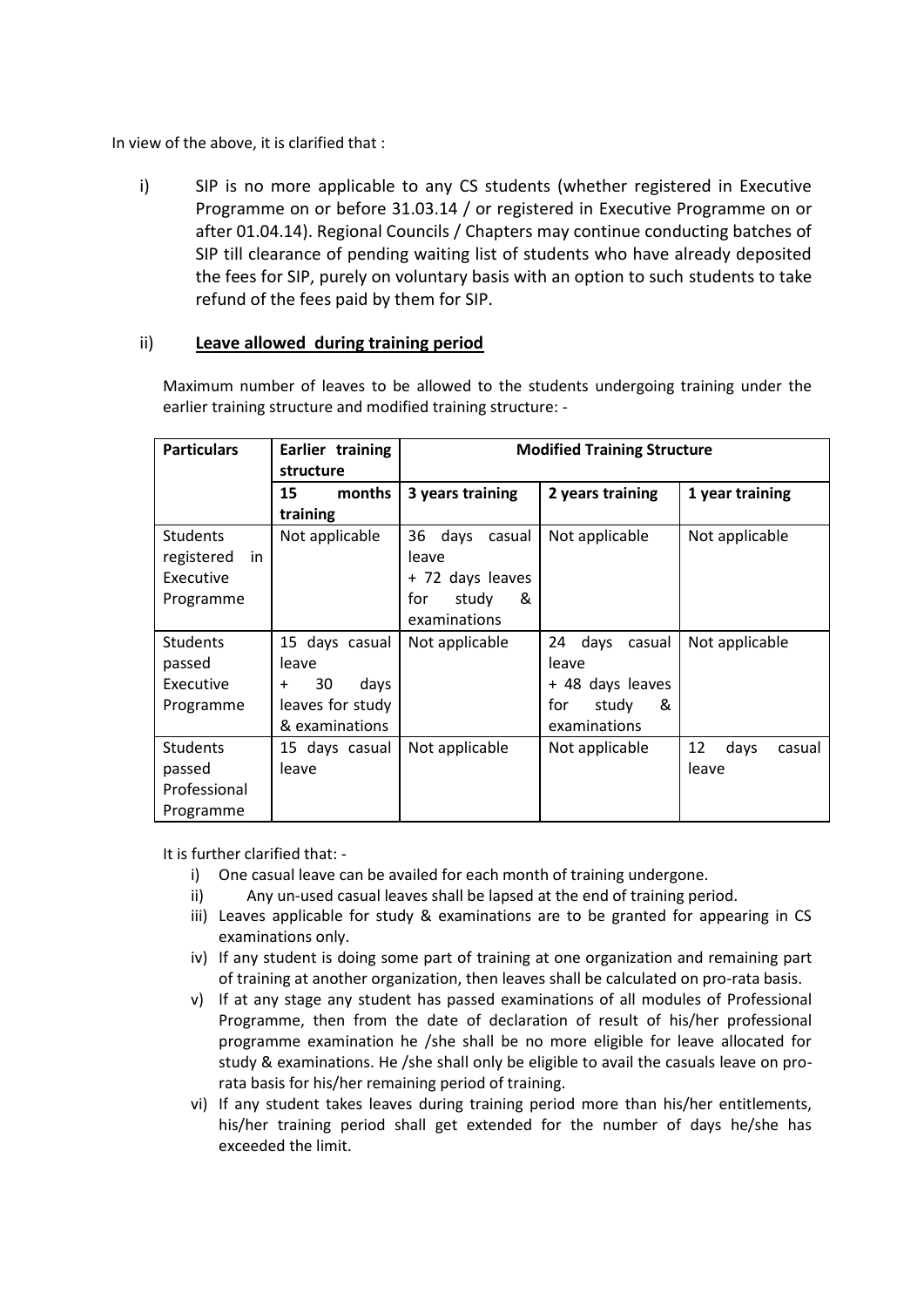In view of the above, it is clarified that :

i) SIP is no more applicable to any CS students (whether registered in Executive Programme on or before 31.03.14 / or registered in Executive Programme on or after 01.04.14). Regional Councils / Chapters may continue conducting batches of SIP till clearance of pending waiting list of students who have already deposited the fees for SIP, purely on voluntary basis with an option to such students to take refund of the fees paid by them for SIP.

ii) **<u>Leave allowed during training period</u>**

Maximum number of leaves to be allowed to the students undergoing training under the earlier training structure and modified training structure: -

| **Particulars** | **Earlier training structure** | **Modified Training Structure** | | |
|---|---|---|---|---|
| | **15 months training** | **3 years training** | **2 years training** | **1 year training** |
| Students registered in Executive Programme | Not applicable | 36 days casual leave + 72 days leaves for study & examinations | Not applicable | Not applicable |
| Students passed Executive Programme | 15 days casual leave + 30 days leaves for study & examinations | Not applicable | 24 days casual leave + 48 days leaves for study & examinations | Not applicable |
| Students passed Professional Programme | 15 days casual leave | Not applicable | Not applicable | 12 days casual leave |

It is further clarified that: -

i) One casual leave can be availed for each month of training undergone.
ii) Any un-used casual leaves shall be lapsed at the end of training period.
iii) Leaves applicable for study & examinations are to be granted for appearing in CS examinations only.
iv) If any student is doing some part of training at one organization and remaining part of training at another organization, then leaves shall be calculated on pro-rata basis.
v) If at any stage any student has passed examinations of all modules of Professional Programme, then from the date of declaration of result of his/her professional programme examination he /she shall be no more eligible for leave allocated for study & examinations. He /she shall only be eligible to avail the casuals leave on pro-rata basis for his/her remaining period of training.
vi) If any student takes leaves during training period more than his/her entitlements, his/her training period shall get extended for the number of days he/she has exceeded the limit.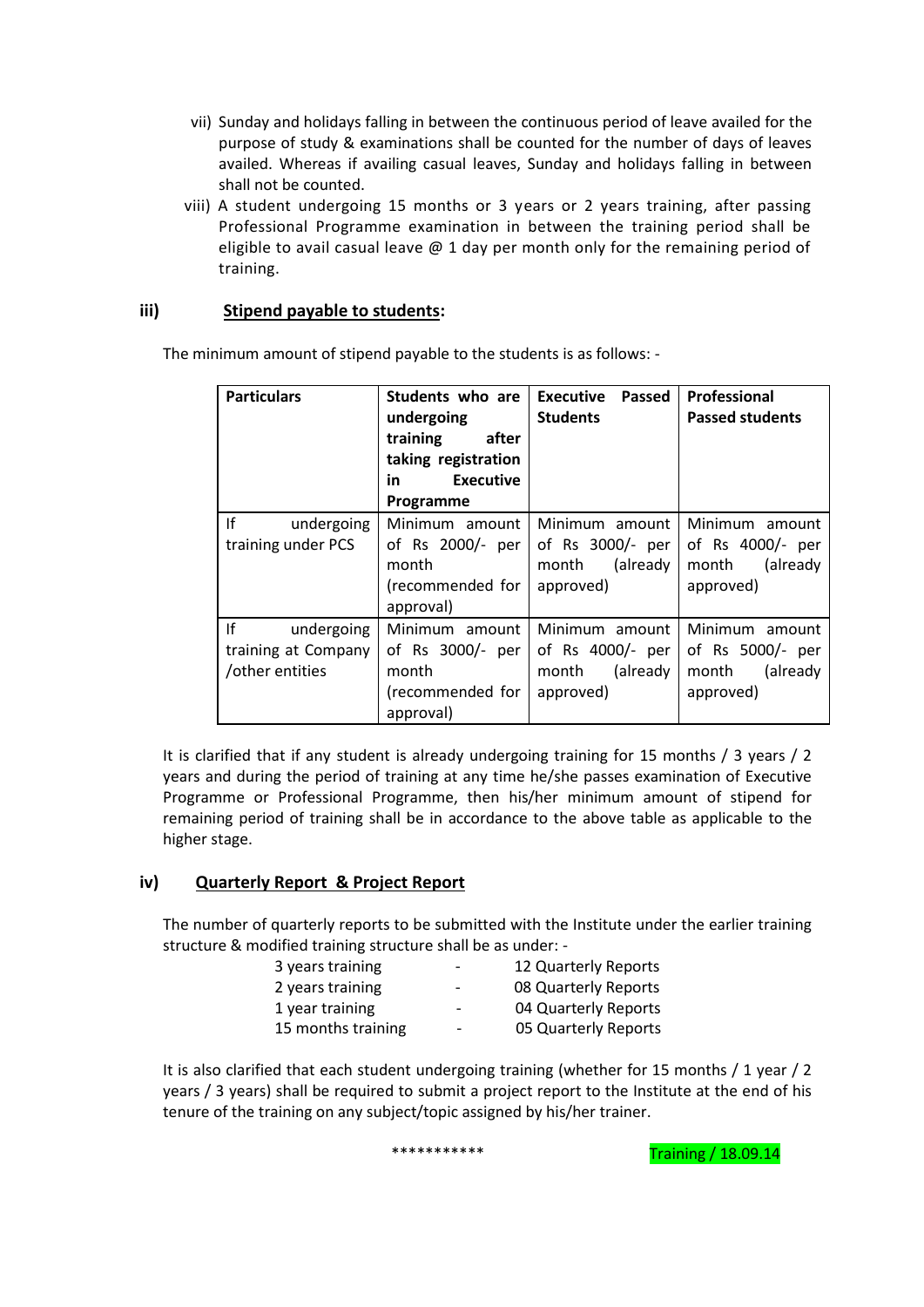vii) Sunday and holidays falling in between the continuous period of leave availed for the purpose of study & examinations shall be counted for the number of days of leaves availed. Whereas if availing casual leaves, Sunday and holidays falling in between shall not be counted.

viii) A student undergoing 15 months or 3 years or 2 years training, after passing Professional Programme examination in between the training period shall be eligible to avail casual leave @ 1 day per month only for the remaining period of training.

### iii) Stipend payable to students:

The minimum amount of stipend payable to the students is as follows: -

| Particulars | Students who are undergoing training after taking registration in Executive Programme | Executive Passed Students | Professional Passed students |
|---|---|---|---|
| If undergoing training under PCS | Minimum amount of Rs 2000/- per month (recommended for approval) | Minimum amount of Rs 3000/- per month (already approved) | Minimum amount of Rs 4000/- per month (already approved) |
| If undergoing training at Company /other entities | Minimum amount of Rs 3000/- per month (recommended for approval) | Minimum amount of Rs 4000/- per month (already approved) | Minimum amount of Rs 5000/- per month (already approved) |

It is clarified that if any student is already undergoing training for 15 months / 3 years / 2 years and during the period of training at any time he/she passes examination of Executive Programme or Professional Programme, then his/her minimum amount of stipend for remaining period of training shall be in accordance to the above table as applicable to the higher stage.

### iv) Quarterly Report & Project Report

The number of quarterly reports to be submitted with the Institute under the earlier training structure & modified training structure shall be as under: -

| | | |
|---|---|---|
| 3 years training | - | 12 Quarterly Reports |
| 2 years training | - | 08 Quarterly Reports |
| 1 year training | - | 04 Quarterly Reports |
| 15 months training | - | 05 Quarterly Reports |

It is also clarified that each student undergoing training (whether for 15 months / 1 year / 2 years / 3 years) shall be required to submit a project report to the Institute at the end of his tenure of the training on any subject/topic assigned by his/her trainer.

***********

Training / 18.09.14